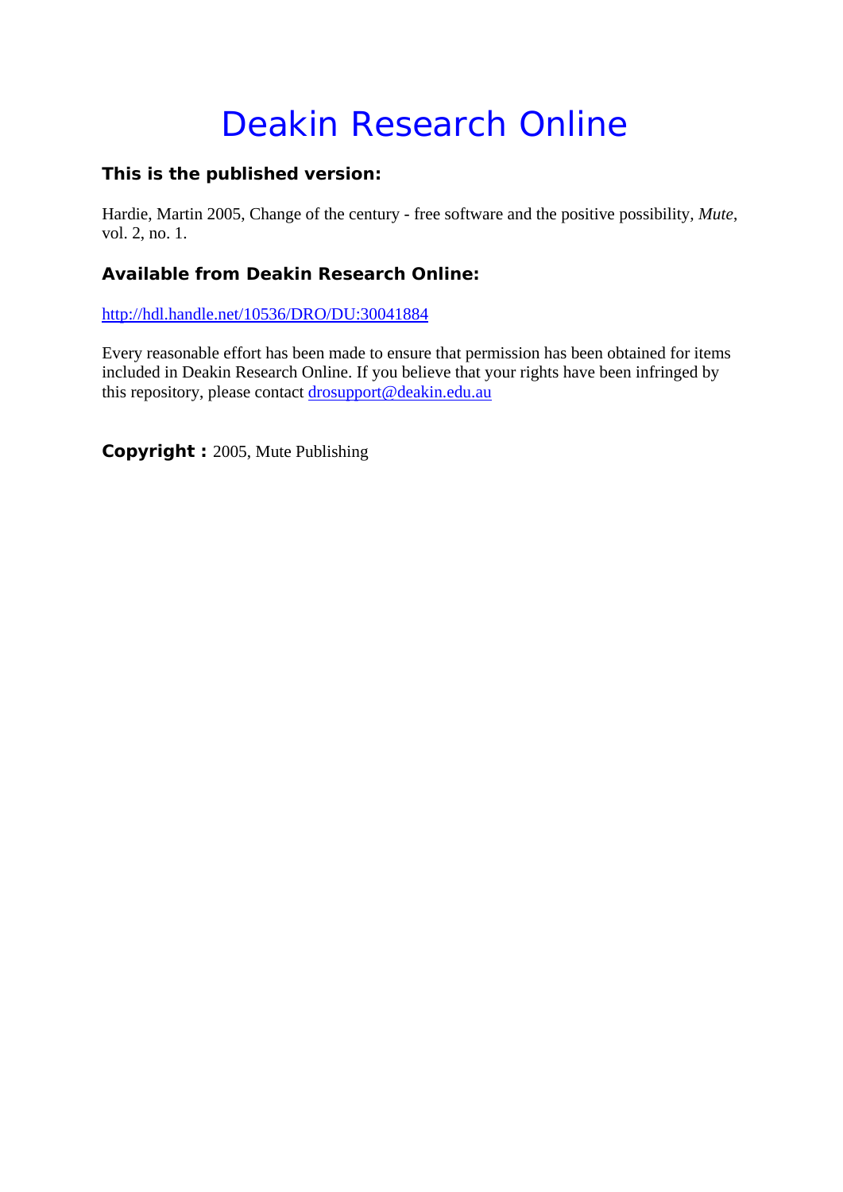# Deakin Research Online

### This is the published version:

Hardie, Martin 2005, Change of the century - free software and the positive possibility, *Mute*, vol. 2, no. 1.

### Available from Deakin Research Online:

http://hdl.handle.net/10536/DRO/DU:30041884

Every reasonable effort has been made to ensure that permission has been obtained for items included in Deakin Research Online. If you believe that your rights have been infringed by this repository, please contact drosupport@deakin.edu.au

**Copyright :** 2005, Mute Publishing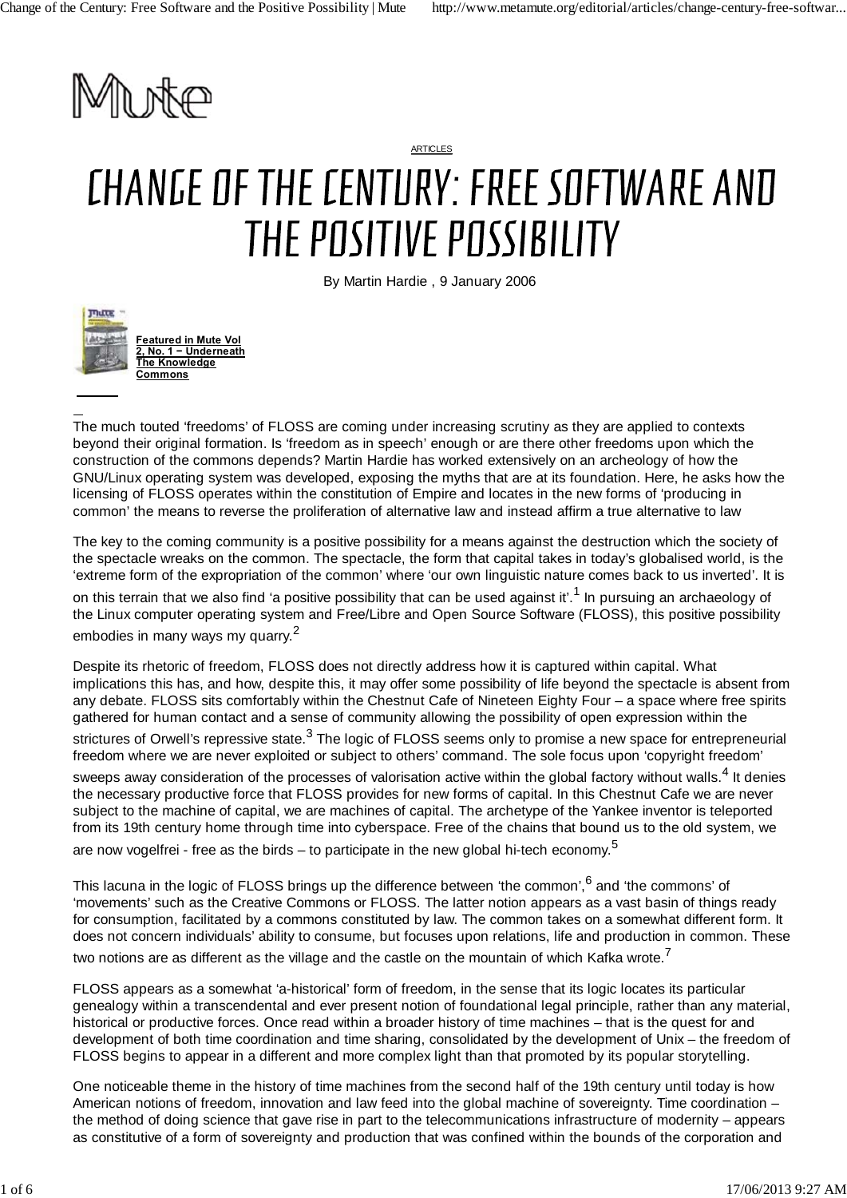ARTICLES

# CHANGE OF THE CENTURY: FREE SOFTWARE AND THE POSITIVE POSSIBILITY

By Martin Hardie , 9 January 2006

**Featured in Mute Vol 2, No. 1 − Underneath The Knowledge Commons**

The much touted 'freedoms' of FLOSS are coming under increasing scrutiny as they are applied to contexts beyond their original formation. Is 'freedom as in speech' enough or are there other freedoms upon which the construction of the commons depends? Martin Hardie has worked extensively on an archeology of how the GNU/Linux operating system was developed, exposing the myths that are at its foundation. Here, he asks how the licensing of FLOSS operates within the constitution of Empire and locates in the new forms of 'producing in common' the means to reverse the proliferation of alternative law and instead affirm a true alternative to law

The key to the coming community is a positive possibility for a means against the destruction which the society of the spectacle wreaks on the common. The spectacle, the form that capital takes in today's globalised world, is the 'extreme form of the expropriation of the common' where 'our own linguistic nature comes back to us inverted'. It is on this terrain that we also find 'a positive possibility that can be used against it'.[1] In pursuing an archaeology of the Linux computer operating system and Free/Libre and Open Source Software (FLOSS), this positive possibility embodies in many ways my quarry.[2]

Despite its rhetoric of freedom, FLOSS does not directly address how it is captured within capital. What implications this has, and how, despite this, it may offer some possibility of life beyond the spectacle is absent from any debate. FLOSS sits comfortably within the Chestnut Cafe of Nineteen Eighty Four – a space where free spirits gathered for human contact and a sense of community allowing the possibility of open expression within the strictures of Orwell's repressive state.[3] The logic of FLOSS seems only to promise a new space for entrepreneurial freedom where we are never exploited or subject to others' command. The sole focus upon 'copyright freedom' sweeps away consideration of the processes of valorisation active within the global factory without walls.[4] It denies the necessary productive force that FLOSS provides for new forms of capital. In this Chestnut Cafe we are never subject to the machine of capital, we are machines of capital. The archetype of the Yankee inventor is teleported from its 19th century home through time into cyberspace. Free of the chains that bound us to the old system, we are now vogelfrei - free as the birds – to participate in the new global hi-tech economy.[5]

This lacuna in the logic of FLOSS brings up the difference between 'the common',[6] and 'the commons' of 'movements' such as the Creative Commons or FLOSS. The latter notion appears as a vast basin of things ready for consumption, facilitated by a commons constituted by law. The common takes on a somewhat different form. It does not concern individuals' ability to consume, but focuses upon relations, life and production in common. These two notions are as different as the village and the castle on the mountain of which Kafka wrote.[7]

FLOSS appears as a somewhat 'a-historical' form of freedom, in the sense that its logic locates its particular genealogy within a transcendental and ever present notion of foundational legal principle, rather than any material, historical or productive forces. Once read within a broader history of time machines – that is the quest for and development of both time coordination and time sharing, consolidated by the development of Unix – the freedom of FLOSS begins to appear in a different and more complex light than that promoted by its popular storytelling.

One noticeable theme in the history of time machines from the second half of the 19th century until today is how American notions of freedom, innovation and law feed into the global machine of sovereignty. Time coordination – the method of doing science that gave rise in part to the telecommunications infrastructure of modernity – appears as constitutive of a form of sovereignty and production that was confined within the bounds of the corporation and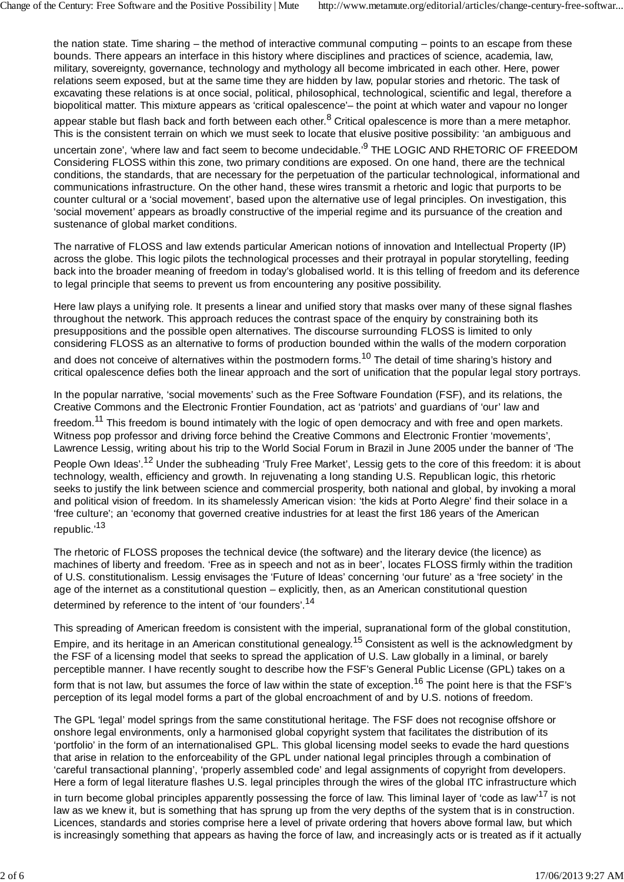the nation state. Time sharing – the method of interactive communal computing – points to an escape from these bounds. There appears an interface in this history where disciplines and practices of science, academia, law, military, sovereignty, governance, technology and mythology all become imbricated in each other. Here, power relations seem exposed, but at the same time they are hidden by law, popular stories and rhetoric. The task of excavating these relations is at once social, political, philosophical, technological, scientific and legal, therefore a biopolitical matter. This mixture appears as 'critical opalescence'– the point at which water and vapour no longer appear stable but flash back and forth between each other.[8] Critical opalescence is more than a mere metaphor. This is the consistent terrain on which we must seek to locate that elusive positive possibility: 'an ambiguous and uncertain zone', 'where law and fact seem to become undecidable.'[9]

## THE LOGIC AND RHETORIC OF FREEDOM

Considering FLOSS within this zone, two primary conditions are exposed. On one hand, there are the technical conditions, the standards, that are necessary for the perpetuation of the particular technological, informational and communications infrastructure. On the other hand, these wires transmit a rhetoric and logic that purports to be counter cultural or a 'social movement', based upon the alternative use of legal principles. On investigation, this 'social movement' appears as broadly constructive of the imperial regime and its pursuance of the creation and sustenance of global market conditions.

The narrative of FLOSS and law extends particular American notions of innovation and Intellectual Property (IP) across the globe. This logic pilots the technological processes and their protrayal in popular storytelling, feeding back into the broader meaning of freedom in today's globalised world. It is this telling of freedom and its deference to legal principle that seems to prevent us from encountering any positive possibility.

Here law plays a unifying role. It presents a linear and unified story that masks over many of these signal flashes throughout the network. This approach reduces the contrast space of the enquiry by constraining both its presuppositions and the possible open alternatives. The discourse surrounding FLOSS is limited to only considering FLOSS as an alternative to forms of production bounded within the walls of the modern corporation and does not conceive of alternatives within the postmodern forms.[10] The detail of time sharing's history and critical opalescence defies both the linear approach and the sort of unification that the popular legal story portrays.

In the popular narrative, 'social movements' such as the Free Software Foundation (FSF), and its relations, the Creative Commons and the Electronic Frontier Foundation, act as 'patriots' and guardians of 'our' law and freedom.[11] This freedom is bound intimately with the logic of open democracy and with free and open markets. Witness pop professor and driving force behind the Creative Commons and Electronic Frontier 'movements', Lawrence Lessig, writing about his trip to the World Social Forum in Brazil in June 2005 under the banner of 'The People Own Ideas'.[12] Under the subheading 'Truly Free Market', Lessig gets to the core of this freedom: it is about technology, wealth, efficiency and growth. In rejuvenating a long standing U.S. Republican logic, this rhetoric seeks to justify the link between science and commercial prosperity, both national and global, by invoking a moral and political vision of freedom. In its shamelessly American vision: 'the kids at Porto Alegre' find their solace in a 'free culture'; an 'economy that governed creative industries for at least the first 186 years of the American republic.'[13]

The rhetoric of FLOSS proposes the technical device (the software) and the literary device (the licence) as machines of liberty and freedom. 'Free as in speech and not as in beer', locates FLOSS firmly within the tradition of U.S. constitutionalism. Lessig envisages the 'Future of Ideas' concerning 'our future' as a 'free society' in the age of the internet as a constitutional question – explicitly, then, as an American constitutional question determined by reference to the intent of 'our founders'.[14]

This spreading of American freedom is consistent with the imperial, supranational form of the global constitution, Empire, and its heritage in an American constitutional genealogy.[15] Consistent as well is the acknowledgment by the FSF of a licensing model that seeks to spread the application of U.S. Law globally in a liminal, or barely perceptible manner. I have recently sought to describe how the FSF's General Public License (GPL) takes on a form that is not law, but assumes the force of law within the state of exception.[16] The point here is that the FSF's perception of its legal model forms a part of the global encroachment of and by U.S. notions of freedom.

The GPL 'legal' model springs from the same constitutional heritage. The FSF does not recognise offshore or onshore legal environments, only a harmonised global copyright system that facilitates the distribution of its 'portfolio' in the form of an internationalised GPL. This global licensing model seeks to evade the hard questions that arise in relation to the enforceability of the GPL under national legal principles through a combination of 'careful transactional planning', 'properly assembled code' and legal assignments of copyright from developers. Here a form of legal literature flashes U.S. legal principles through the wires of the global ITC infrastructure which in turn become global principles apparently possessing the force of law. This liminal layer of 'code as law'[17] is not law as we knew it, but is something that has sprung up from the very depths of the system that is in construction. Licences, standards and stories comprise here a level of private ordering that hovers above formal law, but which is increasingly something that appears as having the force of law, and increasingly acts or is treated as if it actually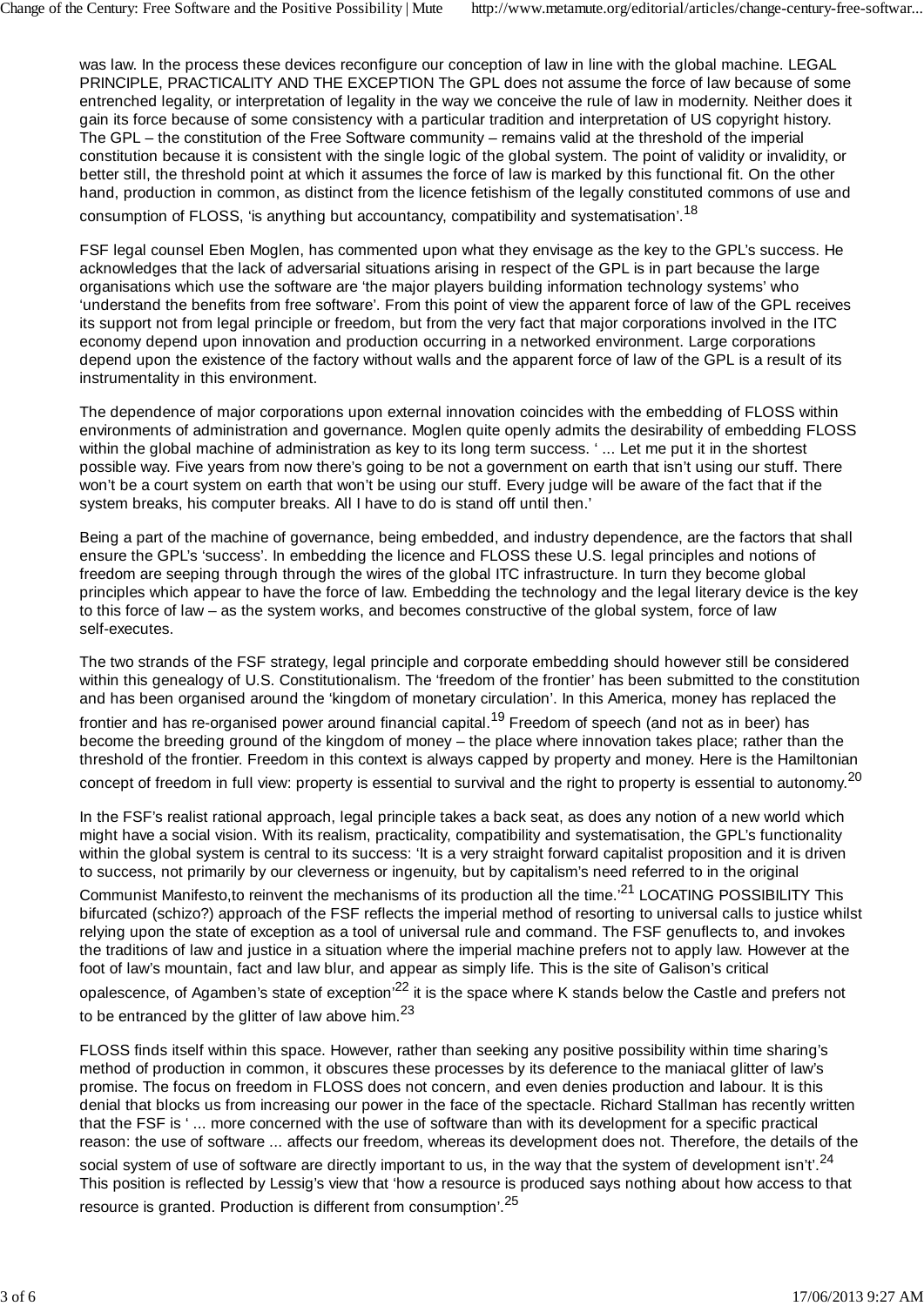was law. In the process these devices reconfigure our conception of law in line with the global machine. LEGAL PRINCIPLE, PRACTICALITY AND THE EXCEPTION The GPL does not assume the force of law because of some entrenched legality, or interpretation of legality in the way we conceive the rule of law in modernity. Neither does it gain its force because of some consistency with a particular tradition and interpretation of US copyright history. The GPL – the constitution of the Free Software community – remains valid at the threshold of the imperial constitution because it is consistent with the single logic of the global system. The point of validity or invalidity, or better still, the threshold point at which it assumes the force of law is marked by this functional fit. On the other hand, production in common, as distinct from the licence fetishism of the legally constituted commons of use and consumption of FLOSS, 'is anything but accountancy, compatibility and systematisation'.[18]

FSF legal counsel Eben Moglen, has commented upon what they envisage as the key to the GPL's success. He acknowledges that the lack of adversarial situations arising in respect of the GPL is in part because the large organisations which use the software are 'the major players building information technology systems' who 'understand the benefits from free software'. From this point of view the apparent force of law of the GPL receives its support not from legal principle or freedom, but from the very fact that major corporations involved in the ITC economy depend upon innovation and production occurring in a networked environment. Large corporations depend upon the existence of the factory without walls and the apparent force of law of the GPL is a result of its instrumentality in this environment.

The dependence of major corporations upon external innovation coincides with the embedding of FLOSS within environments of administration and governance. Moglen quite openly admits the desirability of embedding FLOSS within the global machine of administration as key to its long term success. ' ... Let me put it in the shortest possible way. Five years from now there's going to be not a government on earth that isn't using our stuff. There won't be a court system on earth that won't be using our stuff. Every judge will be aware of the fact that if the system breaks, his computer breaks. All I have to do is stand off until then.'

Being a part of the machine of governance, being embedded, and industry dependence, are the factors that shall ensure the GPL's 'success'. In embedding the licence and FLOSS these U.S. legal principles and notions of freedom are seeping through through the wires of the global ITC infrastructure. In turn they become global principles which appear to have the force of law. Embedding the technology and the legal literary device is the key to this force of law – as the system works, and becomes constructive of the global system, force of law self-executes.

The two strands of the FSF strategy, legal principle and corporate embedding should however still be considered within this genealogy of U.S. Constitutionalism. The 'freedom of the frontier' has been submitted to the constitution and has been organised around the 'kingdom of monetary circulation'. In this America, money has replaced the frontier and has re-organised power around financial capital.[19] Freedom of speech (and not as in beer) has become the breeding ground of the kingdom of money – the place where innovation takes place; rather than the threshold of the frontier. Freedom in this context is always capped by property and money. Here is the Hamiltonian concept of freedom in full view: property is essential to survival and the right to property is essential to autonomy.[20]

In the FSF's realist rational approach, legal principle takes a back seat, as does any notion of a new world which might have a social vision. With its realism, practicality, compatibility and systematisation, the GPL's functionality within the global system is central to its success: 'It is a very straight forward capitalist proposition and it is driven to success, not primarily by our cleverness or ingenuity, but by capitalism's need referred to in the original Communist Manifesto,to reinvent the mechanisms of its production all the time.'[21] LOCATING POSSIBILITY This bifurcated (schizo?) approach of the FSF reflects the imperial method of resorting to universal calls to justice whilst relying upon the state of exception as a tool of universal rule and command. The FSF genuflects to, and invokes the traditions of law and justice in a situation where the imperial machine prefers not to apply law. However at the foot of law's mountain, fact and law blur, and appear as simply life. This is the site of Galison's critical opalescence, of Agamben's state of exception'[22] it is the space where K stands below the Castle and prefers not to be entranced by the glitter of law above him.[23]

FLOSS finds itself within this space. However, rather than seeking any positive possibility within time sharing's method of production in common, it obscures these processes by its deference to the maniacal glitter of law's promise. The focus on freedom in FLOSS does not concern, and even denies production and labour. It is this denial that blocks us from increasing our power in the face of the spectacle. Richard Stallman has recently written that the FSF is ' ... more concerned with the use of software than with its development for a specific practical reason: the use of software ... affects our freedom, whereas its development does not. Therefore, the details of the social system of use of software are directly important to us, in the way that the system of development isn't'.[24] This position is reflected by Lessig's view that 'how a resource is produced says nothing about how access to that resource is granted. Production is different from consumption'.[25]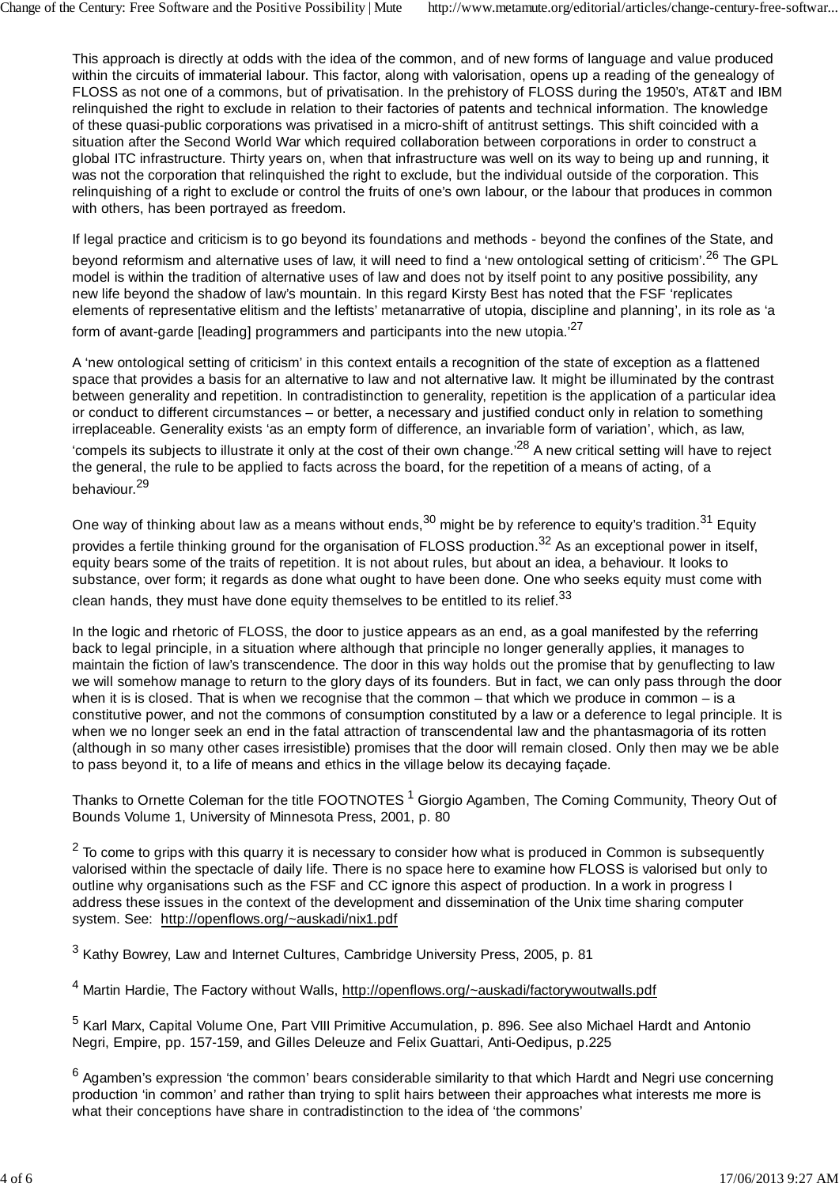This approach is directly at odds with the idea of the common, and of new forms of language and value produced within the circuits of immaterial labour. This factor, along with valorisation, opens up a reading of the genealogy of FLOSS as not one of a commons, but of privatisation. In the prehistory of FLOSS during the 1950's, AT&T and IBM relinquished the right to exclude in relation to their factories of patents and technical information. The knowledge of these quasi-public corporations was privatised in a micro-shift of antitrust settings. This shift coincided with a situation after the Second World War which required collaboration between corporations in order to construct a global ITC infrastructure. Thirty years on, when that infrastructure was well on its way to being up and running, it was not the corporation that relinquished the right to exclude, but the individual outside of the corporation. This relinquishing of a right to exclude or control the fruits of one's own labour, or the labour that produces in common with others, has been portrayed as freedom.

If legal practice and criticism is to go beyond its foundations and methods - beyond the confines of the State, and beyond reformism and alternative uses of law, it will need to find a 'new ontological setting of criticism'.[26] The GPL model is within the tradition of alternative uses of law and does not by itself point to any positive possibility, any new life beyond the shadow of law's mountain. In this regard Kirsty Best has noted that the FSF 'replicates elements of representative elitism and the leftists' metanarrative of utopia, discipline and planning', in its role as 'a form of avant-garde [leading] programmers and participants into the new utopia.'[27]

A 'new ontological setting of criticism' in this context entails a recognition of the state of exception as a flattened space that provides a basis for an alternative to law and not alternative law. It might be illuminated by the contrast between generality and repetition. In contradistinction to generality, repetition is the application of a particular idea or conduct to different circumstances – or better, a necessary and justified conduct only in relation to something irreplaceable. Generality exists 'as an empty form of difference, an invariable form of variation', which, as law, 'compels its subjects to illustrate it only at the cost of their own change.'[28] A new critical setting will have to reject the general, the rule to be applied to facts across the board, for the repetition of a means of acting, of a behaviour.[29]

One way of thinking about law as a means without ends,[30] might be by reference to equity's tradition.[31] Equity provides a fertile thinking ground for the organisation of FLOSS production.[32] As an exceptional power in itself, equity bears some of the traits of repetition. It is not about rules, but about an idea, a behaviour. It looks to substance, over form; it regards as done what ought to have been done. One who seeks equity must come with clean hands, they must have done equity themselves to be entitled to its relief.[33]

In the logic and rhetoric of FLOSS, the door to justice appears as an end, as a goal manifested by the referring back to legal principle, in a situation where although that principle no longer generally applies, it manages to maintain the fiction of law's transcendence. The door in this way holds out the promise that by genuflecting to law we will somehow manage to return to the glory days of its founders. But in fact, we can only pass through the door when it is is closed. That is when we recognise that the common – that which we produce in common – is a constitutive power, and not the commons of consumption constituted by a law or a deference to legal principle. It is when we no longer seek an end in the fatal attraction of transcendental law and the phantasmagoria of its rotten (although in so many other cases irresistible) promises that the door will remain closed. Only then may we be able to pass beyond it, to a life of means and ethics in the village below its decaying façade.

Thanks to Ornette Coleman for the title FOOTNOTES [1] Giorgio Agamben, The Coming Community, Theory Out of Bounds Volume 1, University of Minnesota Press, 2001, p. 80

[2] To come to grips with this quarry it is necessary to consider how what is produced in Common is subsequently valorised within the spectacle of daily life. There is no space here to examine how FLOSS is valorised but only to outline why organisations such as the FSF and CC ignore this aspect of production. In a work in progress I address these issues in the context of the development and dissemination of the Unix time sharing computer system. See: http://openflows.org/~auskadi/nix1.pdf

[3] Kathy Bowrey, Law and Internet Cultures, Cambridge University Press, 2005, p. 81

[4] Martin Hardie, The Factory without Walls, http://openflows.org/~auskadi/factorywoutwalls.pdf

[5] Karl Marx, Capital Volume One, Part VIII Primitive Accumulation, p. 896. See also Michael Hardt and Antonio Negri, Empire, pp. 157-159, and Gilles Deleuze and Felix Guattari, Anti-Oedipus, p.225

[6] Agamben's expression 'the common' bears considerable similarity to that which Hardt and Negri use concerning production 'in common' and rather than trying to split hairs between their approaches what interests me more is what their conceptions have share in contradistinction to the idea of 'the commons'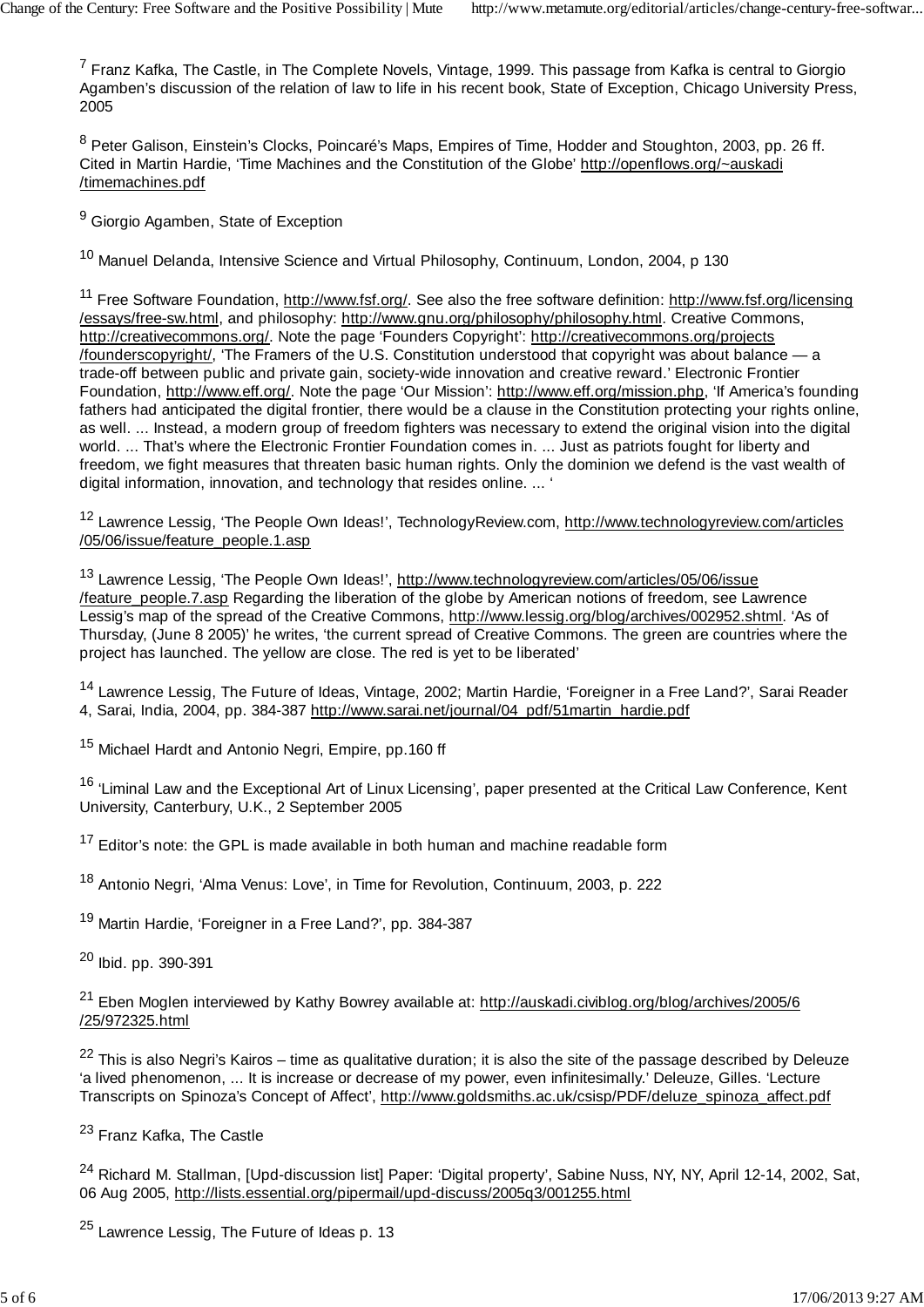[7] Franz Kafka, The Castle, in The Complete Novels, Vintage, 1999. This passage from Kafka is central to Giorgio Agamben's discussion of the relation of law to life in his recent book, State of Exception, Chicago University Press, 2005

[8] Peter Galison, Einstein's Clocks, Poincaré's Maps, Empires of Time, Hodder and Stoughton, 2003, pp. 26 ff. Cited in Martin Hardie, 'Time Machines and the Constitution of the Globe' http://openflows.org/~auskadi/timemachines.pdf

[9] Giorgio Agamben, State of Exception

[10] Manuel Delanda, Intensive Science and Virtual Philosophy, Continuum, London, 2004, p 130

[11] Free Software Foundation, http://www.fsf.org/. See also the free software definition: http://www.fsf.org/licensing/essays/free-sw.html, and philosophy: http://www.gnu.org/philosophy/philosophy.html. Creative Commons, http://creativecommons.org/. Note the page 'Founders Copyright': http://creativecommons.org/projects/founderscopyright/, 'The Framers of the U.S. Constitution understood that copyright was about balance — a trade-off between public and private gain, society-wide innovation and creative reward.' Electronic Frontier Foundation, http://www.eff.org/. Note the page 'Our Mission': http://www.eff.org/mission.php, 'If America's founding fathers had anticipated the digital frontier, there would be a clause in the Constitution protecting your rights online, as well. ... Instead, a modern group of freedom fighters was necessary to extend the original vision into the digital world. ... That's where the Electronic Frontier Foundation comes in. ... Just as patriots fought for liberty and freedom, we fight measures that threaten basic human rights. Only the dominion we defend is the vast wealth of digital information, innovation, and technology that resides online. ... '

[12] Lawrence Lessig, 'The People Own Ideas!', TechnologyReview.com, http://www.technologyreview.com/articles/05/06/issue/feature_people.1.asp

[13] Lawrence Lessig, 'The People Own Ideas!', http://www.technologyreview.com/articles/05/06/issue/feature_people.7.asp Regarding the liberation of the globe by American notions of freedom, see Lawrence Lessig's map of the spread of the Creative Commons, http://www.lessig.org/blog/archives/002952.shtml. 'As of Thursday, (June 8 2005)' he writes, 'the current spread of Creative Commons. The green are countries where the project has launched. The yellow are close. The red is yet to be liberated'

[14] Lawrence Lessig, The Future of Ideas, Vintage, 2002; Martin Hardie, 'Foreigner in a Free Land?', Sarai Reader 4, Sarai, India, 2004, pp. 384-387 http://www.sarai.net/journal/04_pdf/51martin_hardie.pdf

[15] Michael Hardt and Antonio Negri, Empire, pp.160 ff

[16] 'Liminal Law and the Exceptional Art of Linux Licensing', paper presented at the Critical Law Conference, Kent University, Canterbury, U.K., 2 September 2005

[17] Editor's note: the GPL is made available in both human and machine readable form

[18] Antonio Negri, 'Alma Venus: Love', in Time for Revolution, Continuum, 2003, p. 222

[19] Martin Hardie, 'Foreigner in a Free Land?', pp. 384-387

[20] Ibid. pp. 390-391

[21] Eben Moglen interviewed by Kathy Bowrey available at: http://auskadi.civiblog.org/blog/archives/2005/6/25/972325.html

[22] This is also Negri's Kairos – time as qualitative duration; it is also the site of the passage described by Deleuze 'a lived phenomenon, ... It is increase or decrease of my power, even infinitesimally.' Deleuze, Gilles. 'Lecture Transcripts on Spinoza's Concept of Affect', http://www.goldsmiths.ac.uk/csisp/PDF/deluze_spinoza_affect.pdf

[23] Franz Kafka, The Castle

[24] Richard M. Stallman, [Upd-discussion list] Paper: 'Digital property', Sabine Nuss, NY, NY, April 12-14, 2002, Sat, 06 Aug 2005, http://lists.essential.org/pipermail/upd-discuss/2005q3/001255.html

[25] Lawrence Lessig, The Future of Ideas p. 13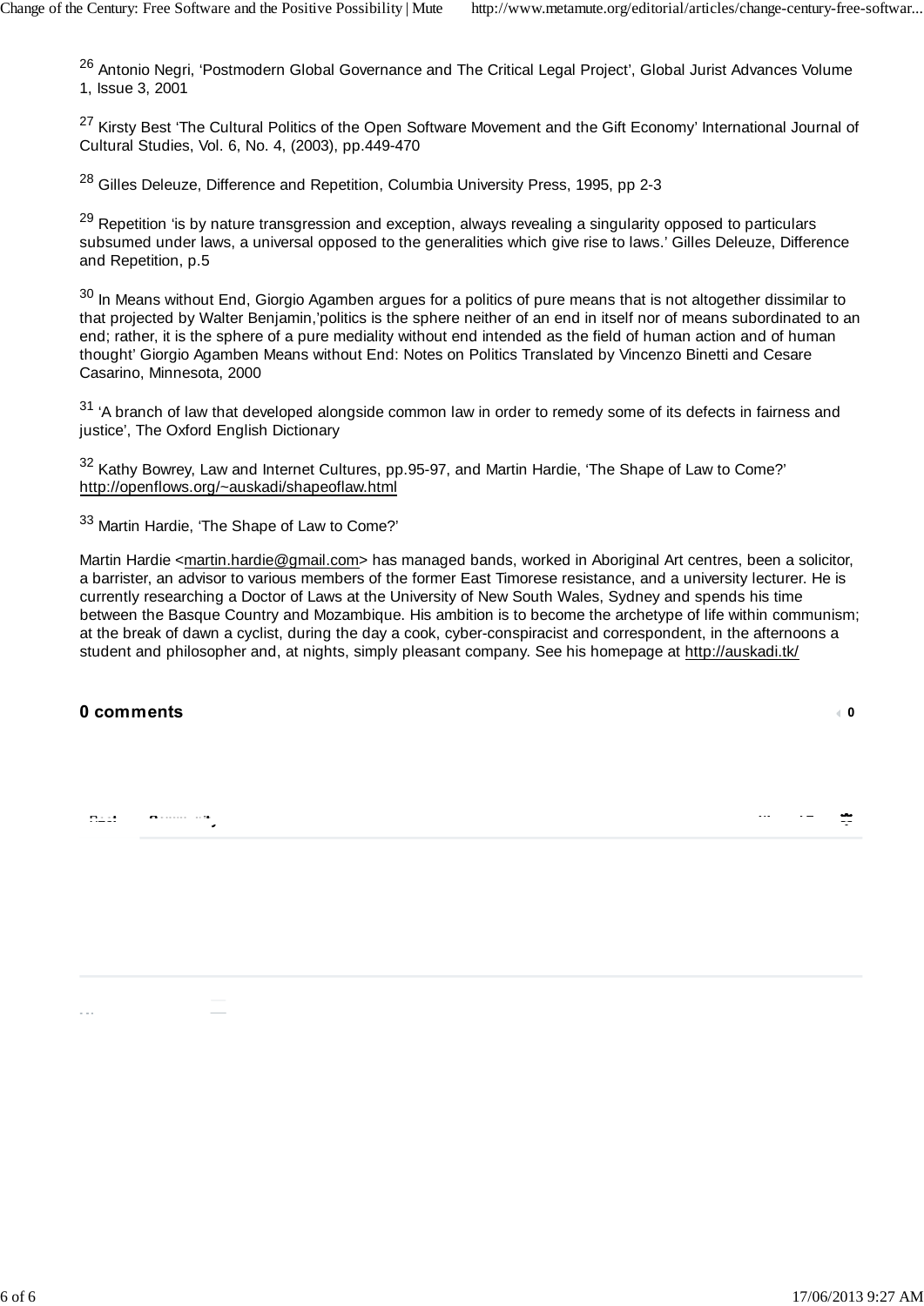[26] Antonio Negri, ‘Postmodern Global Governance and The Critical Legal Project’, Global Jurist Advances Volume 1, Issue 3, 2001

[27] Kirsty Best ‘The Cultural Politics of the Open Software Movement and the Gift Economy’ International Journal of Cultural Studies, Vol. 6, No. 4, (2003), pp.449-470

[28] Gilles Deleuze, Difference and Repetition, Columbia University Press, 1995, pp 2-3

[29] Repetition ‘is by nature transgression and exception, always revealing a singularity opposed to particulars subsumed under laws, a universal opposed to the generalities which give rise to laws.’ Gilles Deleuze, Difference and Repetition, p.5

[30] In Means without End, Giorgio Agamben argues for a politics of pure means that is not altogether dissimilar to that projected by Walter Benjamin,’politics is the sphere neither of an end in itself nor of means subordinated to an end; rather, it is the sphere of a pure mediality without end intended as the field of human action and of human thought’ Giorgio Agamben Means without End: Notes on Politics Translated by Vincenzo Binetti and Cesare Casarino, Minnesota, 2000

[31] ‘A branch of law that developed alongside common law in order to remedy some of its defects in fairness and justice’, The Oxford English Dictionary

[32] Kathy Bowrey, Law and Internet Cultures, pp.95-97, and Martin Hardie, ‘The Shape of Law to Come?’ http://openflows.org/~auskadi/shapeoflaw.html

[33] Martin Hardie, ‘The Shape of Law to Come?’

Martin Hardie <martin.hardie@gmail.com> has managed bands, worked in Aboriginal Art centres, been a solicitor, a barrister, an advisor to various members of the former East Timorese resistance, and a university lecturer. He is currently researching a Doctor of Laws at the University of New South Wales, Sydney and spends his time between the Basque Country and Mozambique. His ambition is to become the archetype of life within communism; at the break of dawn a cyclist, during the day a cook, cyber-conspiracist and correspondent, in the afternoons a student and philosopher and, at nights, simply pleasant company. See his homepage at http://auskadi.tk/

**0 comments**